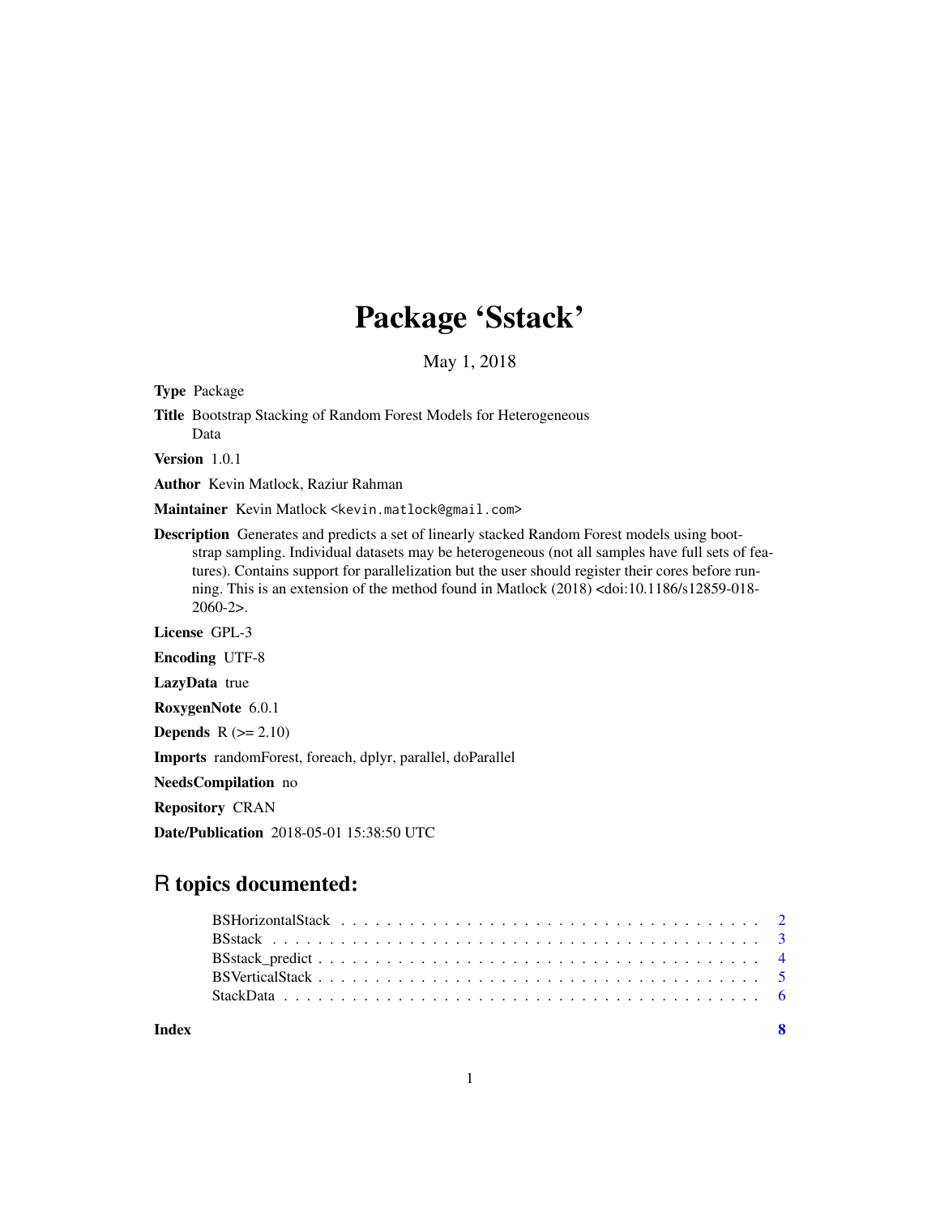# Package 'Sstack'

May 1, 2018

**Type** Package

**Title** Bootstrap Stacking of Random Forest Models for Heterogeneous Data

**Version** 1.0.1

**Author** Kevin Matlock, Raziur Rahman

**Maintainer** Kevin Matlock <kevin.matlock@gmail.com>

**Description** Generates and predicts a set of linearly stacked Random Forest models using bootstrap sampling. Individual datasets may be heterogeneous (not all samples have full sets of features). Contains support for parallelization but the user should register their cores before running. This is an extension of the method found in Matlock (2018) <doi:10.1186/s12859-018-2060-2>.

**License** GPL-3

**Encoding** UTF-8

**LazyData** true

**RoxygenNote** 6.0.1

**Depends** R (>= 2.10)

**Imports** randomForest, foreach, dplyr, parallel, doParallel

**NeedsCompilation** no

**Repository** CRAN

**Date/Publication** 2018-05-01 15:38:50 UTC

## R topics documented:

- BSHorizontalStack . . . . . . . . . . . . . . . . . . . . . . . . . . . . . . . . . . . . 2
- BSstack . . . . . . . . . . . . . . . . . . . . . . . . . . . . . . . . . . . . . . . . . . 3
- BSstack_predict . . . . . . . . . . . . . . . . . . . . . . . . . . . . . . . . . . . . . 4
- BSVerticalStack . . . . . . . . . . . . . . . . . . . . . . . . . . . . . . . . . . . . . 5
- StackData . . . . . . . . . . . . . . . . . . . . . . . . . . . . . . . . . . . . . . . . . 6

**Index** 8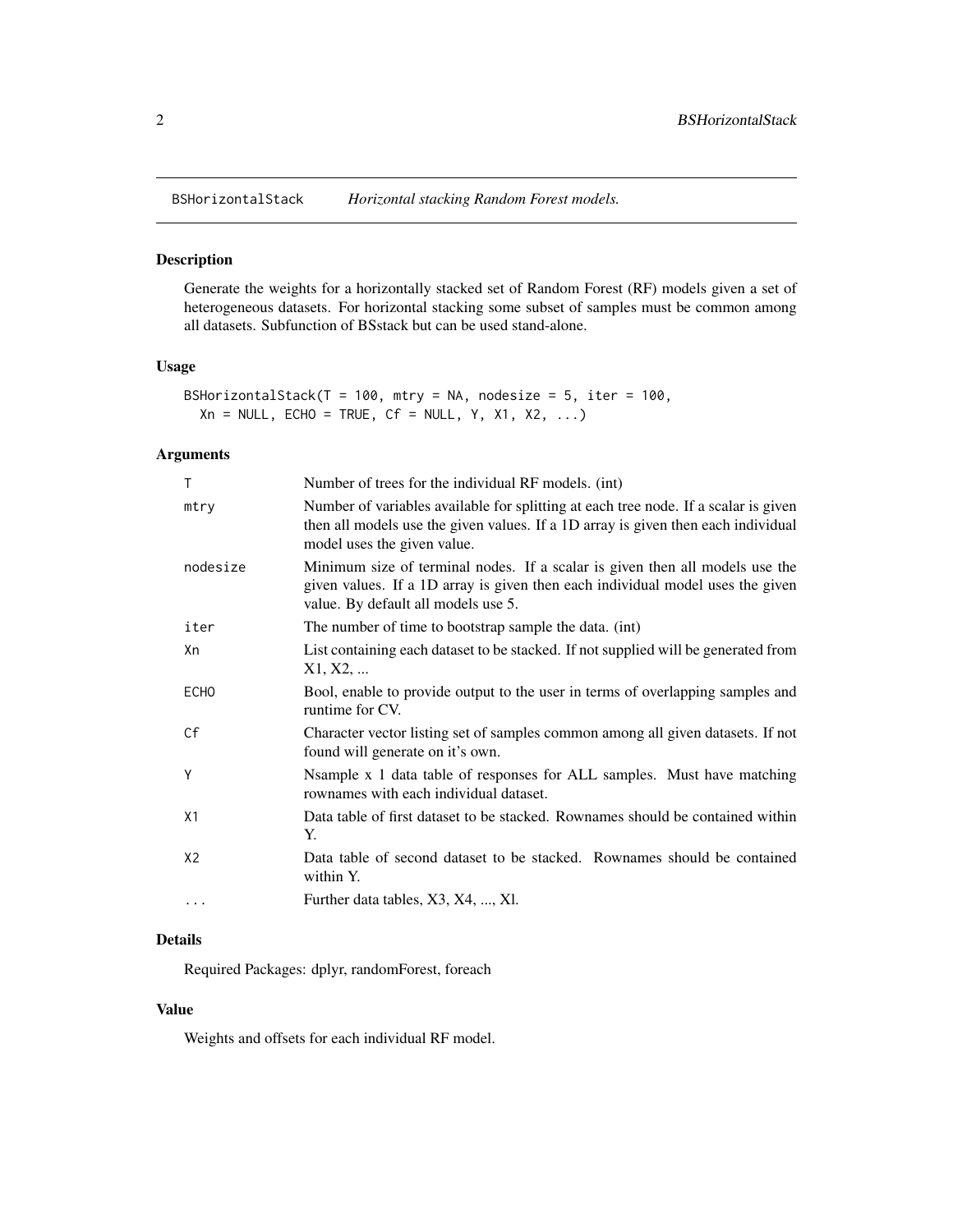BSHorizontalStack *Horizontal stacking Random Forest models.*

## Description

Generate the weights for a horizontally stacked set of Random Forest (RF) models given a set of heterogeneous datasets. For horizontal stacking some subset of samples must be common among all datasets. Subfunction of BSstack but can be used stand-alone.

## Usage

```
BSHorizontalStack(T = 100, mtry = NA, nodesize = 5, iter = 100,
  Xn = NULL, ECHO = TRUE, Cf = NULL, Y, X1, X2, ...)
```

## Arguments

| | |
|---|---|
| T | Number of trees for the individual RF models. (int) |
| mtry | Number of variables available for splitting at each tree node. If a scalar is given then all models use the given values. If a 1D array is given then each individual model uses the given value. |
| nodesize | Minimum size of terminal nodes. If a scalar is given then all models use the given values. If a 1D array is given then each individual model uses the given value. By default all models use 5. |
| iter | The number of time to bootstrap sample the data. (int) |
| Xn | List containing each dataset to be stacked. If not supplied will be generated from X1, X2, ... |
| ECHO | Bool, enable to provide output to the user in terms of overlapping samples and runtime for CV. |
| Cf | Character vector listing set of samples common among all given datasets. If not found will generate on it's own. |
| Y | Nsample x 1 data table of responses for ALL samples. Must have matching rownames with each individual dataset. |
| X1 | Data table of first dataset to be stacked. Rownames should be contained within Y. |
| X2 | Data table of second dataset to be stacked. Rownames should be contained within Y. |
| ... | Further data tables, X3, X4, ..., Xl. |

## Details

Required Packages: dplyr, randomForest, foreach

## Value

Weights and offsets for each individual RF model.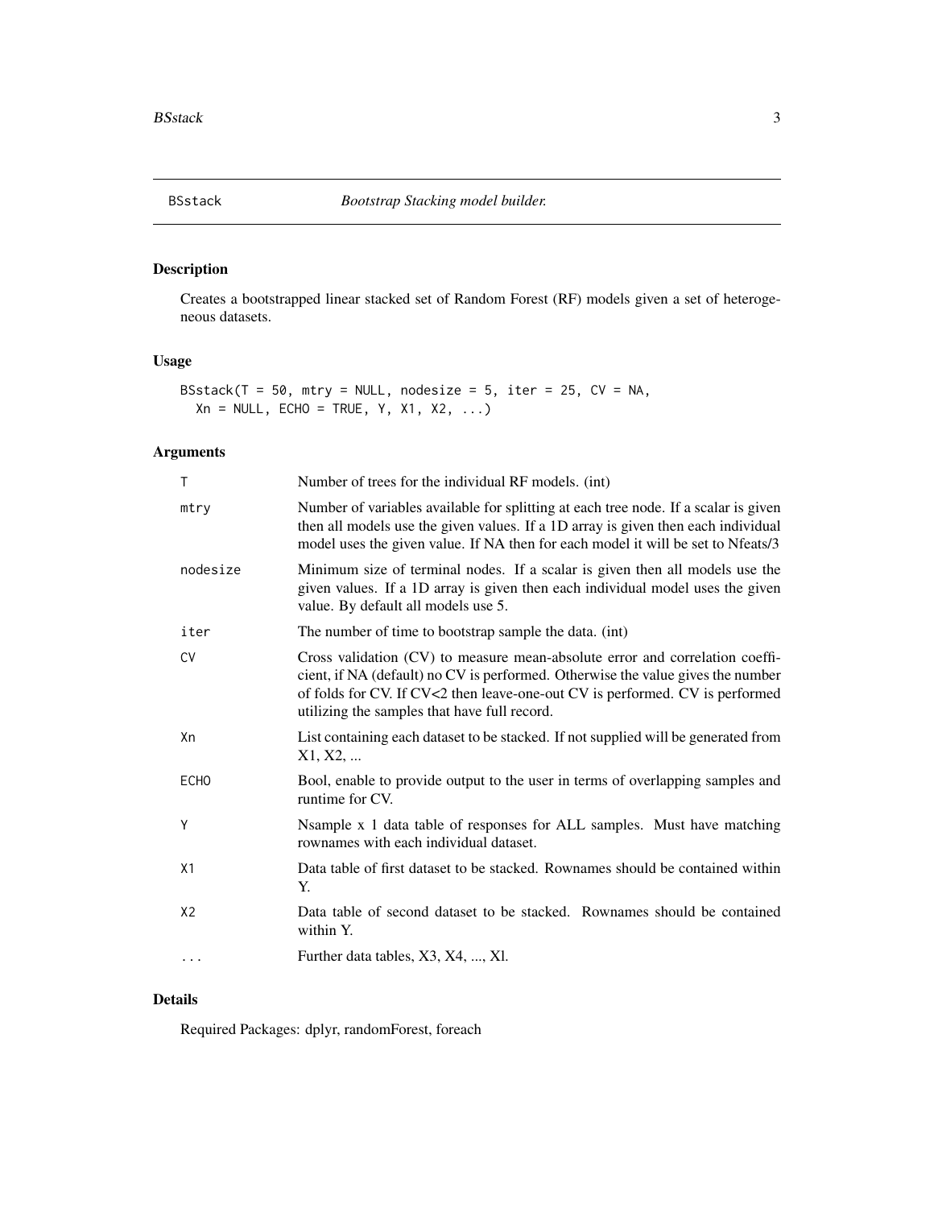# BSstack — *Bootstrap Stacking model builder.*

## Description

Creates a bootstrapped linear stacked set of Random Forest (RF) models given a set of heterogeneous datasets.

## Usage

```
BSstack(T = 50, mtry = NULL, nodesize = 5, iter = 25, CV = NA,
  Xn = NULL, ECHO = TRUE, Y, X1, X2, ...)
```

## Arguments

| | |
|---|---|
| `T` | Number of trees for the individual RF models. (int) |
| `mtry` | Number of variables available for splitting at each tree node. If a scalar is given then all models use the given values. If a 1D array is given then each individual model uses the given value. If NA then for each model it will be set to Nfeats/3 |
| `nodesize` | Minimum size of terminal nodes. If a scalar is given then all models use the given values. If a 1D array is given then each individual model uses the given value. By default all models use 5. |
| `iter` | The number of time to bootstrap sample the data. (int) |
| `CV` | Cross validation (CV) to measure mean-absolute error and correlation coefficient, if NA (default) no CV is performed. Otherwise the value gives the number of folds for CV. If CV<2 then leave-one-out CV is performed. CV is performed utilizing the samples that have full record. |
| `Xn` | List containing each dataset to be stacked. If not supplied will be generated from X1, X2, ... |
| `ECHO` | Bool, enable to provide output to the user in terms of overlapping samples and runtime for CV. |
| `Y` | Nsample x 1 data table of responses for ALL samples. Must have matching rownames with each individual dataset. |
| `X1` | Data table of first dataset to be stacked. Rownames should be contained within Y. |
| `X2` | Data table of second dataset to be stacked. Rownames should be contained within Y. |
| `...` | Further data tables, X3, X4, ..., Xl. |

## Details

Required Packages: dplyr, randomForest, foreach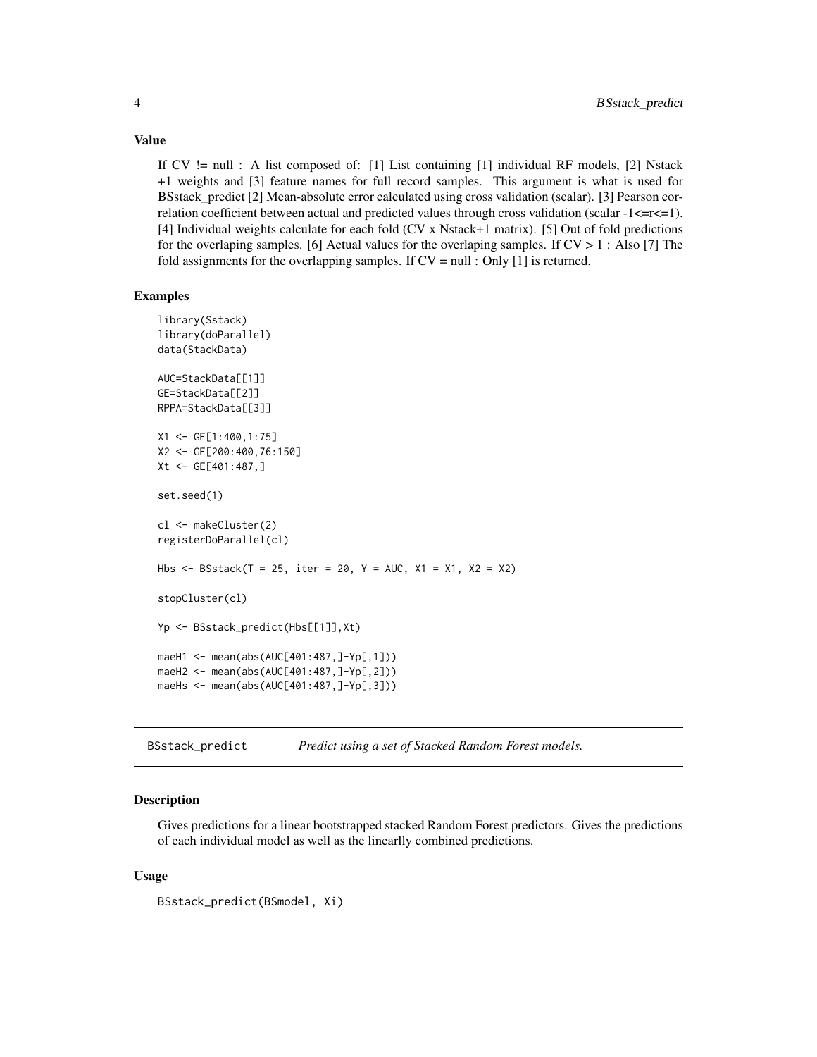## Value

If CV != null : A list composed of: [1] List containing [1] individual RF models, [2] Nstack +1 weights and [3] feature names for full record samples. This argument is what is used for BSstack_predict [2] Mean-absolute error calculated using cross validation (scalar). [3] Pearson correlation coefficient between actual and predicted values through cross validation (scalar -1<=r<=1). [4] Individual weights calculate for each fold (CV x Nstack+1 matrix). [5] Out of fold predictions for the overlaping samples. [6] Actual values for the overlaping samples. If CV > 1 : Also [7] The fold assignments for the overlapping samples. If CV = null : Only [1] is returned.

## Examples

```
library(Sstack)
library(doParallel)
data(StackData)

AUC=StackData[[1]]
GE=StackData[[2]]
RPPA=StackData[[3]]

X1 <- GE[1:400,1:75]
X2 <- GE[200:400,76:150]
Xt <- GE[401:487,]

set.seed(1)

cl <- makeCluster(2)
registerDoParallel(cl)

Hbs <- BSstack(T = 25, iter = 20, Y = AUC, X1 = X1, X2 = X2)

stopCluster(cl)

Yp <- BSstack_predict(Hbs[[1]],Xt)

maeH1 <- mean(abs(AUC[401:487,]-Yp[,1]))
maeH2 <- mean(abs(AUC[401:487,]-Yp[,2]))
maeHs <- mean(abs(AUC[401:487,]-Yp[,3]))
```

---

# BSstack_predict — *Predict using a set of Stacked Random Forest models.*

## Description

Gives predictions for a linear bootstrapped stacked Random Forest predictors. Gives the predictions of each individual model as well as the linearlly combined predictions.

## Usage

```
BSstack_predict(BSmodel, Xi)
```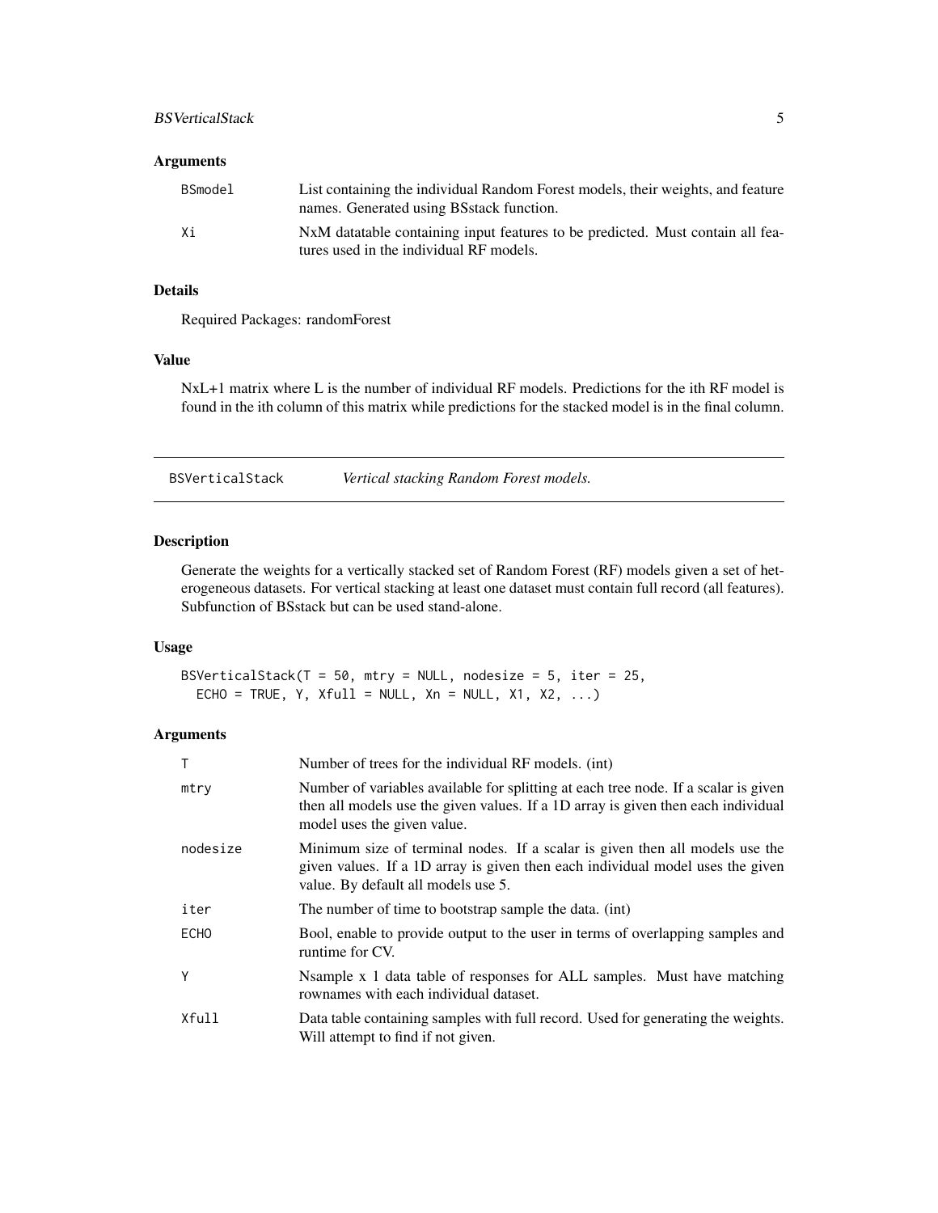### Arguments

| | |
|---|---|
| BSmodel | List containing the individual Random Forest models, their weights, and feature names. Generated using BSstack function. |
| Xi | NxM datatable containing input features to be predicted. Must contain all features used in the individual RF models. |

### Details

Required Packages: randomForest

### Value

NxL+1 matrix where L is the number of individual RF models. Predictions for the ith RF model is found in the ith column of this matrix while predictions for the stacked model is in the final column.

---

## BSVerticalStack &nbsp;&nbsp;&nbsp; *Vertical stacking Random Forest models.*

### Description

Generate the weights for a vertically stacked set of Random Forest (RF) models given a set of heterogeneous datasets. For vertical stacking at least one dataset must contain full record (all features). Subfunction of BSstack but can be used stand-alone.

### Usage

```
BSVerticalStack(T = 50, mtry = NULL, nodesize = 5, iter = 25,
  ECHO = TRUE, Y, Xfull = NULL, Xn = NULL, X1, X2, ...)
```

### Arguments

| | |
|---|---|
| T | Number of trees for the individual RF models. (int) |
| mtry | Number of variables available for splitting at each tree node. If a scalar is given then all models use the given values. If a 1D array is given then each individual model uses the given value. |
| nodesize | Minimum size of terminal nodes. If a scalar is given then all models use the given values. If a 1D array is given then each individual model uses the given value. By default all models use 5. |
| iter | The number of time to bootstrap sample the data. (int) |
| ECHO | Bool, enable to provide output to the user in terms of overlapping samples and runtime for CV. |
| Y | Nsample x 1 data table of responses for ALL samples. Must have matching rownames with each individual dataset. |
| Xfull | Data table containing samples with full record. Used for generating the weights. Will attempt to find if not given. |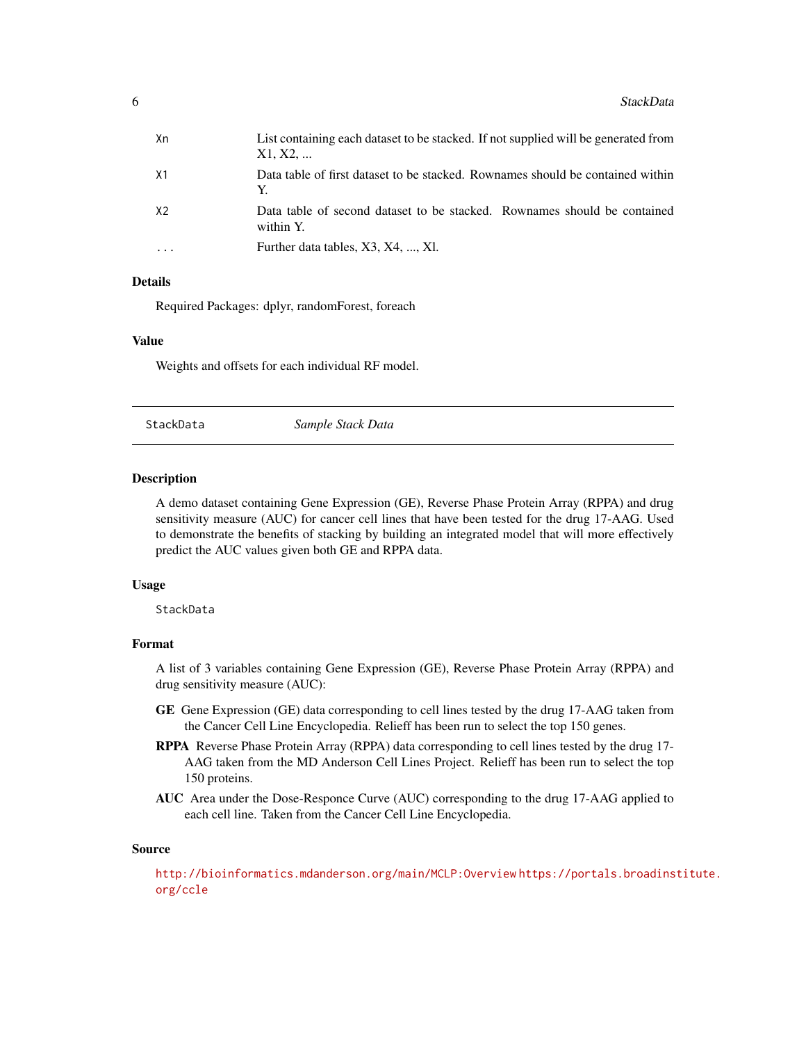| | |
|---|---|
| `Xn` | List containing each dataset to be stacked. If not supplied will be generated from X1, X2, ... |
| `X1` | Data table of first dataset to be stacked. Rownames should be contained within Y. |
| `X2` | Data table of second dataset to be stacked. Rownames should be contained within Y. |
| `...` | Further data tables, X3, X4, ..., Xl. |

### Details

Required Packages: dplyr, randomForest, foreach

### Value

Weights and offsets for each individual RF model.

---

## StackData — *Sample Stack Data*

---

### Description

A demo dataset containing Gene Expression (GE), Reverse Phase Protein Array (RPPA) and drug sensitivity measure (AUC) for cancer cell lines that have been tested for the drug 17-AAG. Used to demonstrate the benefits of stacking by building an integrated model that will more effectively predict the AUC values given both GE and RPPA data.

### Usage

```
StackData
```

### Format

A list of 3 variables containing Gene Expression (GE), Reverse Phase Protein Array (RPPA) and drug sensitivity measure (AUC):

- **GE** Gene Expression (GE) data corresponding to cell lines tested by the drug 17-AAG taken from the Cancer Cell Line Encyclopedia. Relieff has been run to select the top 150 genes.
- **RPPA** Reverse Phase Protein Array (RPPA) data corresponding to cell lines tested by the drug 17-AAG taken from the MD Anderson Cell Lines Project. Relieff has been run to select the top 150 proteins.
- **AUC** Area under the Dose-Responce Curve (AUC) corresponding to the drug 17-AAG applied to each cell line. Taken from the Cancer Cell Line Encyclopedia.

### Source

http://bioinformatics.mdanderson.org/main/MCLP:Overview https://portals.broadinstitute.org/ccle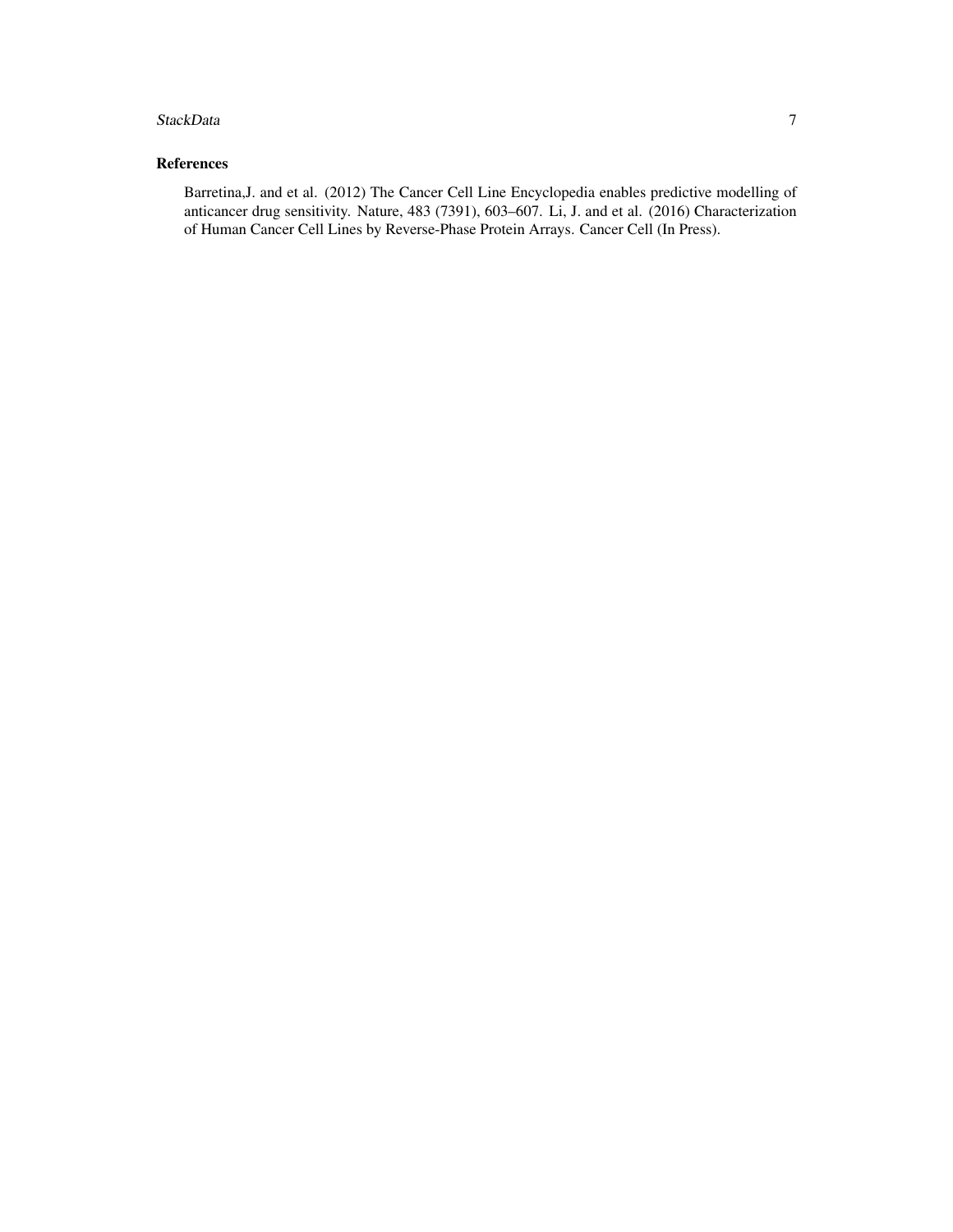### References

Barretina,J. and et al. (2012) The Cancer Cell Line Encyclopedia enables predictive modelling of anticancer drug sensitivity. Nature, 483 (7391), 603–607. Li, J. and et al. (2016) Characterization of Human Cancer Cell Lines by Reverse-Phase Protein Arrays. Cancer Cell (In Press).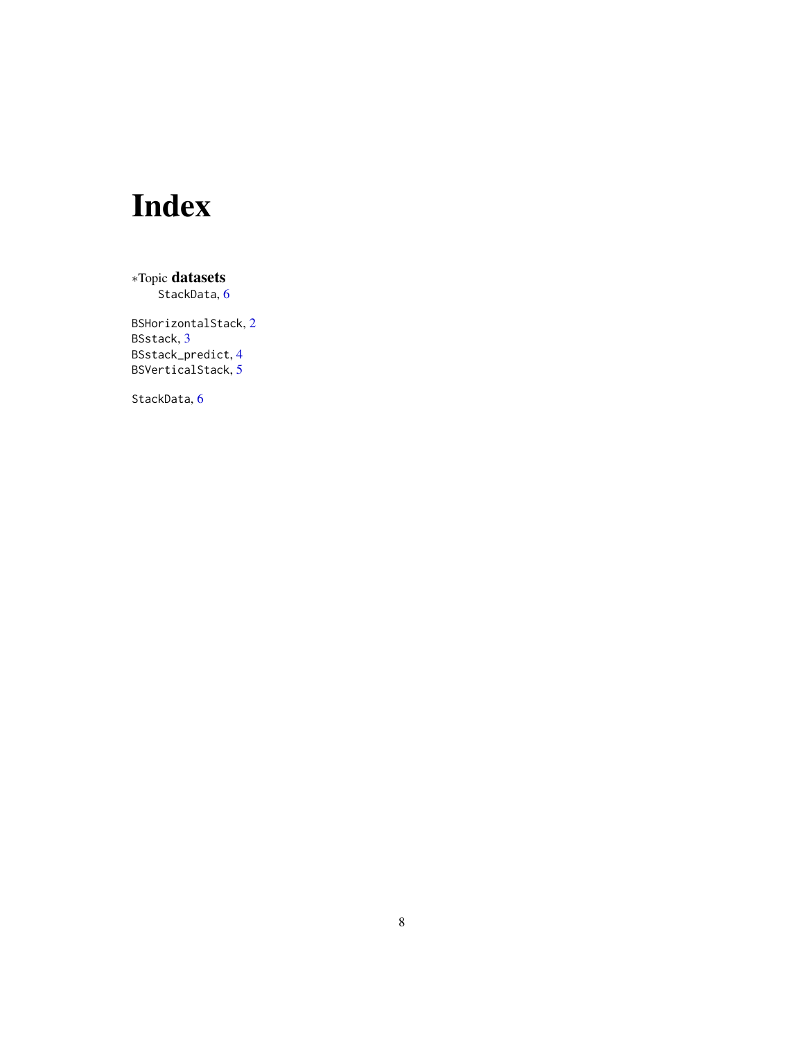# Index

∗Topic **datasets**
  StackData, 6

BSHorizontalStack, 2
BSstack, 3
BSstack_predict, 4
BSVerticalStack, 5

StackData, 6